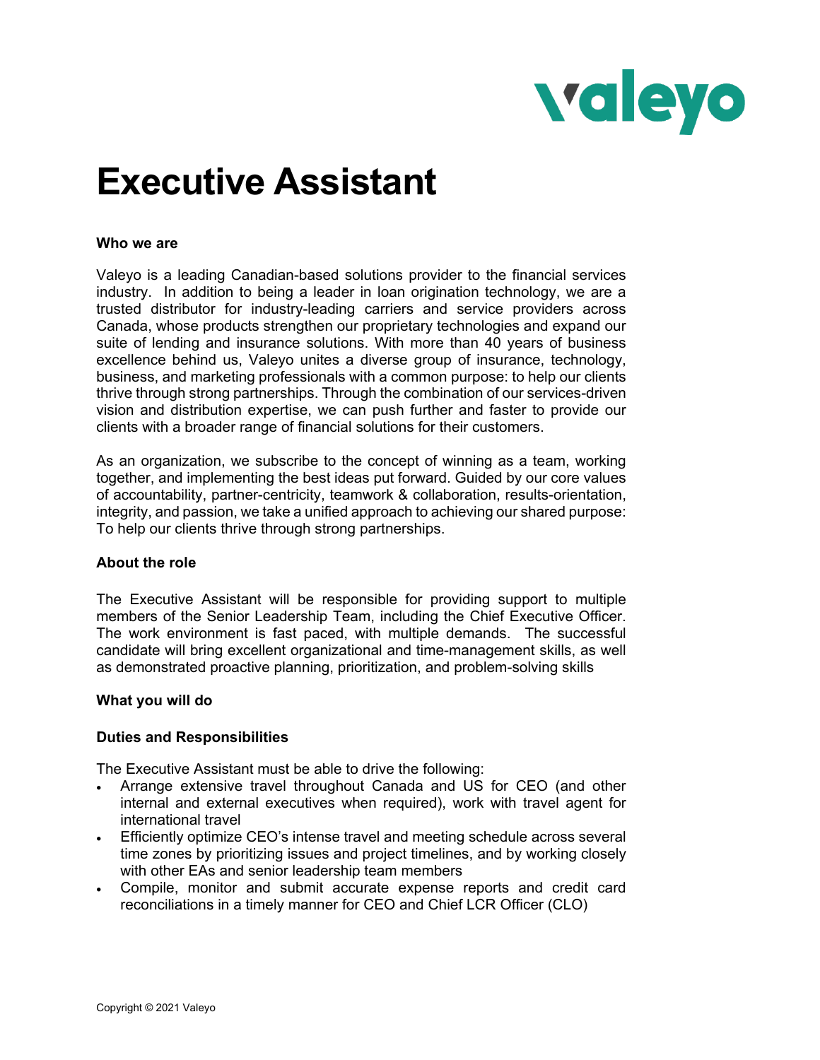# Executive Assistant

**Who we are**

Valeyo is a leading Canadian-based solutions provider to the financial services industry. In addition to being a leader in loan origination technology, we are a trusted distributor for industry-leading carriers and service providers across Canada, whose products strengthen our proprietary technologies and expand our suite of lending and insurance solutions. With more than 40 years of business excellence behind us, Valeyo unites a diverse group of insurance, technology, business, and marketing professionals with a common purpose: to help our clients thrive through strong partnerships. Through the combination of our services-driven vision and distribution expertise, we can push further and faster to provide our clients with a broader range of financial solutions for their customers.

As an organization, we subscribe to the concept of winning as a team, working together, and implementing the best ideas put forward. Guided by our core values of accountability, partner-centricity, teamwork & collaboration, results-orientation, integrity, and passion, we take a unified approach to achieving our shared purpose: To help our clients thrive through strong partnerships.

**About the role**

The Executive Assistant will be responsible for providing support to multiple members of the Senior Leadership Team, including the Chief Executive Officer. The work environment is fast paced, with multiple demands. The successful candidate will bring excellent organizational and time-management skills, as well as demonstrated proactive planning, prioritization, and problem-solving skills

**What you will do**

**Duties and Responsibilities**

The Executive Assistant must be able to drive the following:

- Arrange extensive travel throughout Canada and US for CEO (and other internal and external executives when required), work with travel agent for international travel
- Efficiently optimize CEO's intense travel and meeting schedule across several time zones by prioritizing issues and project timelines, and by working closely with other EAs and senior leadership team members
- Compile, monitor and submit accurate expense reports and credit card reconciliations in a timely manner for CEO and Chief LCR Officer (CLO)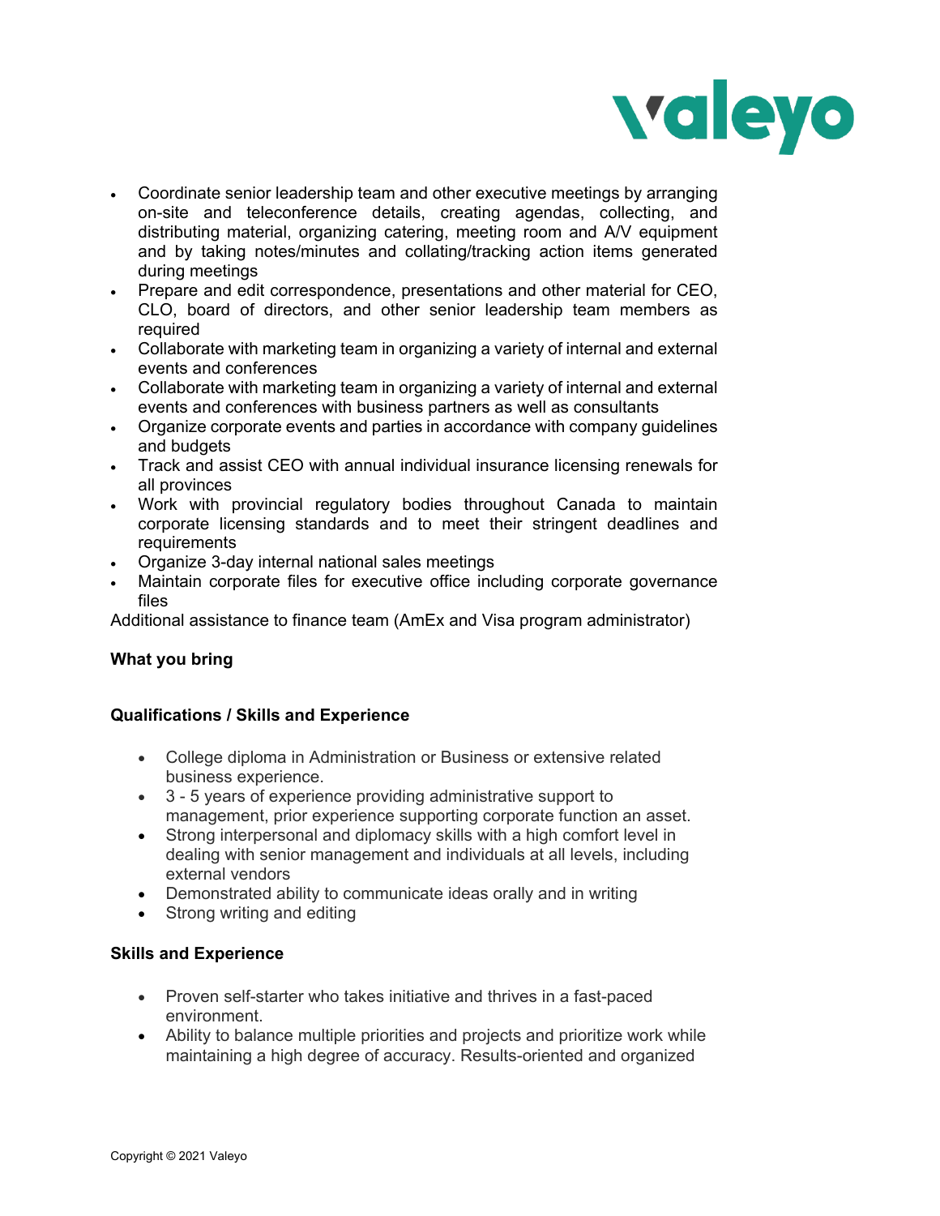- Coordinate senior leadership team and other executive meetings by arranging on-site and teleconference details, creating agendas, collecting, and distributing material, organizing catering, meeting room and A/V equipment and by taking notes/minutes and collating/tracking action items generated during meetings
- Prepare and edit correspondence, presentations and other material for CEO, CLO, board of directors, and other senior leadership team members as required
- Collaborate with marketing team in organizing a variety of internal and external events and conferences
- Collaborate with marketing team in organizing a variety of internal and external events and conferences with business partners as well as consultants
- Organize corporate events and parties in accordance with company guidelines and budgets
- Track and assist CEO with annual individual insurance licensing renewals for all provinces
- Work with provincial regulatory bodies throughout Canada to maintain corporate licensing standards and to meet their stringent deadlines and requirements
- Organize 3-day internal national sales meetings
- Maintain corporate files for executive office including corporate governance files

Additional assistance to finance team (AmEx and Visa program administrator)

**What you bring**

**Qualifications / Skills and Experience**

- College diploma in Administration or Business or extensive related business experience.
- 3 - 5 years of experience providing administrative support to management, prior experience supporting corporate function an asset.
- Strong interpersonal and diplomacy skills with a high comfort level in dealing with senior management and individuals at all levels, including external vendors
- Demonstrated ability to communicate ideas orally and in writing
- Strong writing and editing

**Skills and Experience**

- Proven self-starter who takes initiative and thrives in a fast-paced environment.
- Ability to balance multiple priorities and projects and prioritize work while maintaining a high degree of accuracy. Results-oriented and organized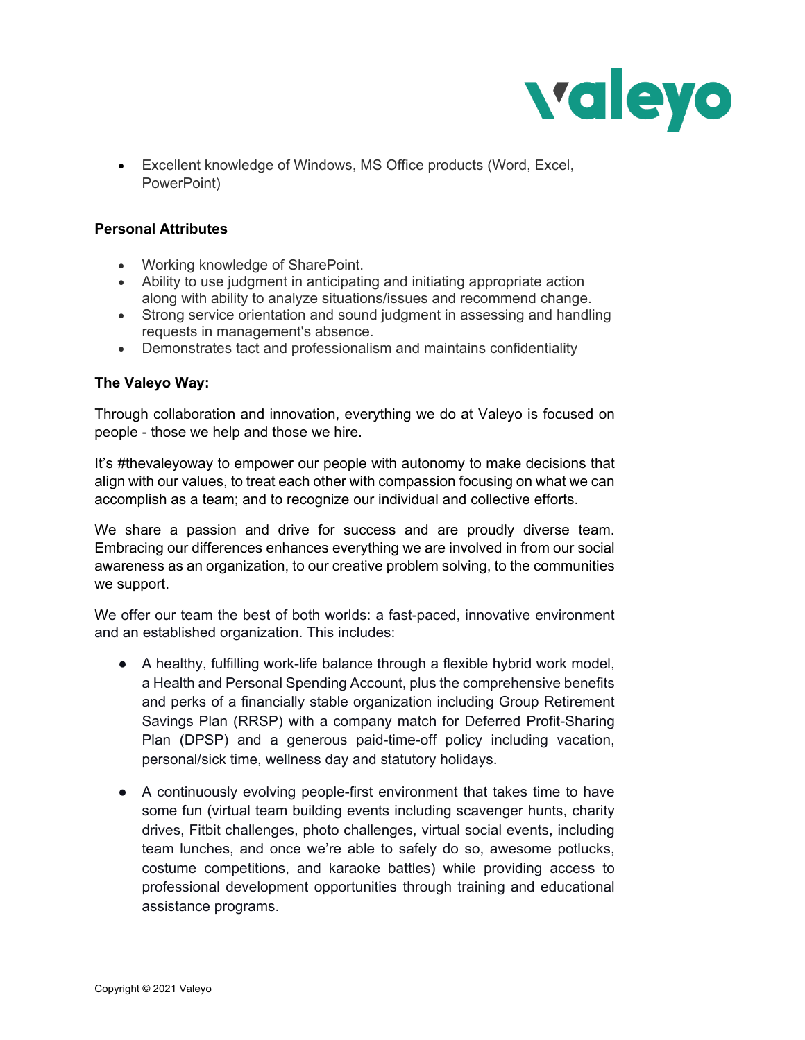- Excellent knowledge of Windows, MS Office products (Word, Excel, PowerPoint)

**Personal Attributes**

- Working knowledge of SharePoint.
- Ability to use judgment in anticipating and initiating appropriate action along with ability to analyze situations/issues and recommend change.
- Strong service orientation and sound judgment in assessing and handling requests in management's absence.
- Demonstrates tact and professionalism and maintains confidentiality

**The Valeyo Way:**

Through collaboration and innovation, everything we do at Valeyo is focused on people - those we help and those we hire.

It's #thevaleyoway to empower our people with autonomy to make decisions that align with our values, to treat each other with compassion focusing on what we can accomplish as a team; and to recognize our individual and collective efforts.

We share a passion and drive for success and are proudly diverse team. Embracing our differences enhances everything we are involved in from our social awareness as an organization, to our creative problem solving, to the communities we support.

We offer our team the best of both worlds: a fast-paced, innovative environment and an established organization. This includes:

- A healthy, fulfilling work-life balance through a flexible hybrid work model, a Health and Personal Spending Account, plus the comprehensive benefits and perks of a financially stable organization including Group Retirement Savings Plan (RRSP) with a company match for Deferred Profit-Sharing Plan (DPSP) and a generous paid-time-off policy including vacation, personal/sick time, wellness day and statutory holidays.

- A continuously evolving people-first environment that takes time to have some fun (virtual team building events including scavenger hunts, charity drives, Fitbit challenges, photo challenges, virtual social events, including team lunches, and once we're able to safely do so, awesome potlucks, costume competitions, and karaoke battles) while providing access to professional development opportunities through training and educational assistance programs.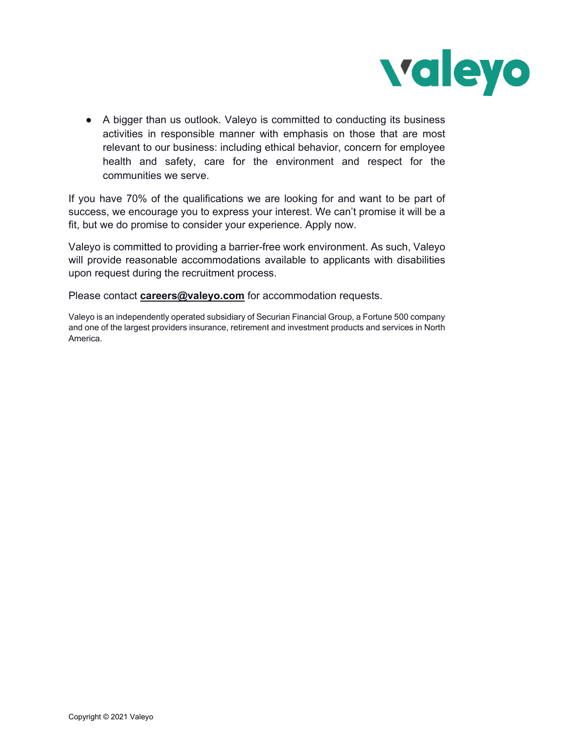- A bigger than us outlook. Valeyo is committed to conducting its business activities in responsible manner with emphasis on those that are most relevant to our business: including ethical behavior, concern for employee health and safety, care for the environment and respect for the communities we serve.

If you have 70% of the qualifications we are looking for and want to be part of success, we encourage you to express your interest. We can't promise it will be a fit, but we do promise to consider your experience. Apply now.

Valeyo is committed to providing a barrier-free work environment. As such, Valeyo will provide reasonable accommodations available to applicants with disabilities upon request during the recruitment process.

Please contact **careers@valeyo.com** for accommodation requests.

Valeyo is an independently operated subsidiary of Securian Financial Group, a Fortune 500 company and one of the largest providers insurance, retirement and investment products and services in North America.

Copyright © 2021 Valeyo